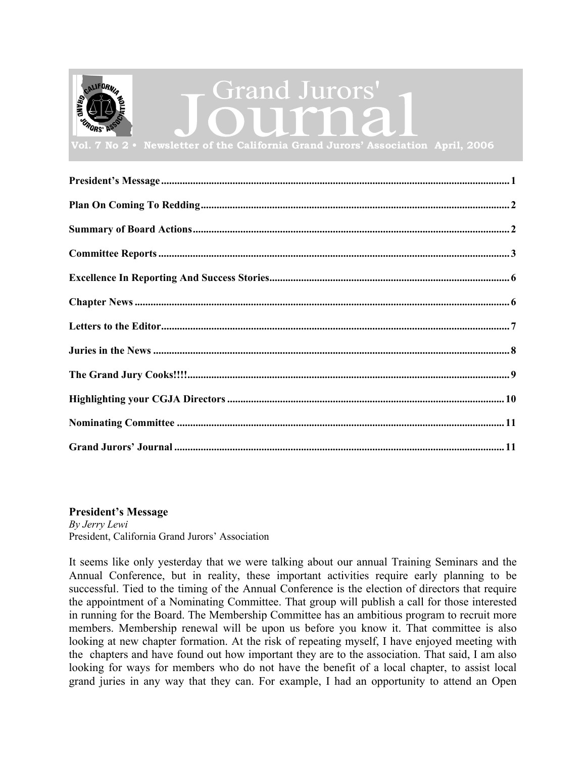# Grand Jurors' Journal

Vol. 7 No 2 • Newsletter of the California Grand Jurors' Association April, 2006

| | |
|---|---|
| **President's Message** | **1** |
| **Plan On Coming To Redding** | **2** |
| **Summary of Board Actions** | **2** |
| **Committee Reports** | **3** |
| **Excellence In Reporting And Success Stories** | **6** |
| **Chapter News** | **6** |
| **Letters to the Editor** | **7** |
| **Juries in the News** | **8** |
| **The Grand Jury Cooks!!!!** | **9** |
| **Highlighting your CGJA Directors** | **10** |
| **Nominating Committee** | **11** |
| **Grand Jurors' Journal** | **11** |

## President's Message

*By Jerry Lewi*
President, California Grand Jurors' Association

It seems like only yesterday that we were talking about our annual Training Seminars and the Annual Conference, but in reality, these important activities require early planning to be successful. Tied to the timing of the Annual Conference is the election of directors that require the appointment of a Nominating Committee. That group will publish a call for those interested in running for the Board. The Membership Committee has an ambitious program to recruit more members. Membership renewal will be upon us before you know it. That committee is also looking at new chapter formation. At the risk of repeating myself, I have enjoyed meeting with the chapters and have found out how important they are to the association. That said, I am also looking for ways for members who do not have the benefit of a local chapter, to assist local grand juries in any way that they can. For example, I had an opportunity to attend an Open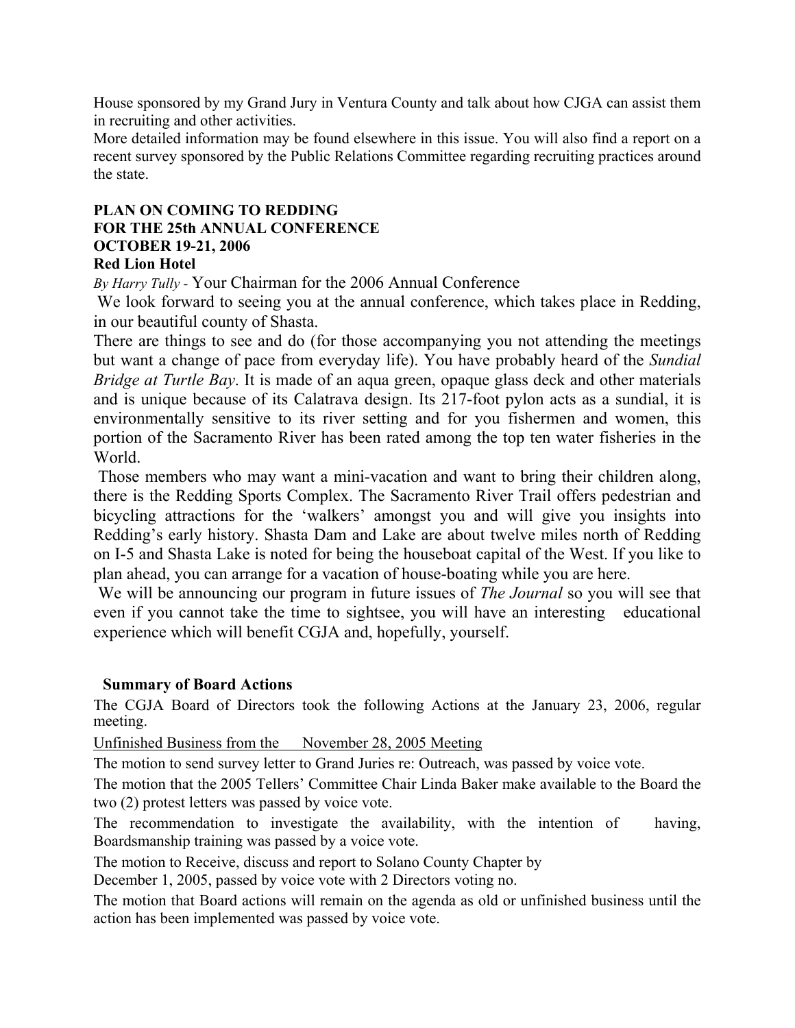House sponsored by my Grand Jury in Ventura County and talk about how CJGA can assist them in recruiting and other activities.

More detailed information may be found elsewhere in this issue. You will also find a report on a recent survey sponsored by the Public Relations Committee regarding recruiting practices around the state.

## PLAN ON COMING TO REDDING FOR THE 25th ANNUAL CONFERENCE OCTOBER 19-21, 2006 Red Lion Hotel

*By Harry Tully* - Your Chairman for the 2006 Annual Conference

We look forward to seeing you at the annual conference, which takes place in Redding, in our beautiful county of Shasta.

There are things to see and do (for those accompanying you not attending the meetings but want a change of pace from everyday life). You have probably heard of the *Sundial Bridge at Turtle Bay*. It is made of an aqua green, opaque glass deck and other materials and is unique because of its Calatrava design. Its 217-foot pylon acts as a sundial, it is environmentally sensitive to its river setting and for you fishermen and women, this portion of the Sacramento River has been rated among the top ten water fisheries in the World.

Those members who may want a mini-vacation and want to bring their children along, there is the Redding Sports Complex. The Sacramento River Trail offers pedestrian and bicycling attractions for the 'walkers' amongst you and will give you insights into Redding's early history. Shasta Dam and Lake are about twelve miles north of Redding on I-5 and Shasta Lake is noted for being the houseboat capital of the West. If you like to plan ahead, you can arrange for a vacation of house-boating while you are here.

We will be announcing our program in future issues of *The Journal* so you will see that even if you cannot take the time to sightsee, you will have an interesting educational experience which will benefit CGJA and, hopefully, yourself.

## Summary of Board Actions

The CGJA Board of Directors took the following Actions at the January 23, 2006, regular meeting.

Unfinished Business from the November 28, 2005 Meeting

The motion to send survey letter to Grand Juries re: Outreach, was passed by voice vote.

The motion that the 2005 Tellers' Committee Chair Linda Baker make available to the Board the two (2) protest letters was passed by voice vote.

The recommendation to investigate the availability, with the intention of having, Boardsmanship training was passed by a voice vote.

The motion to Receive, discuss and report to Solano County Chapter by December 1, 2005, passed by voice vote with 2 Directors voting no.

The motion that Board actions will remain on the agenda as old or unfinished business until the action has been implemented was passed by voice vote.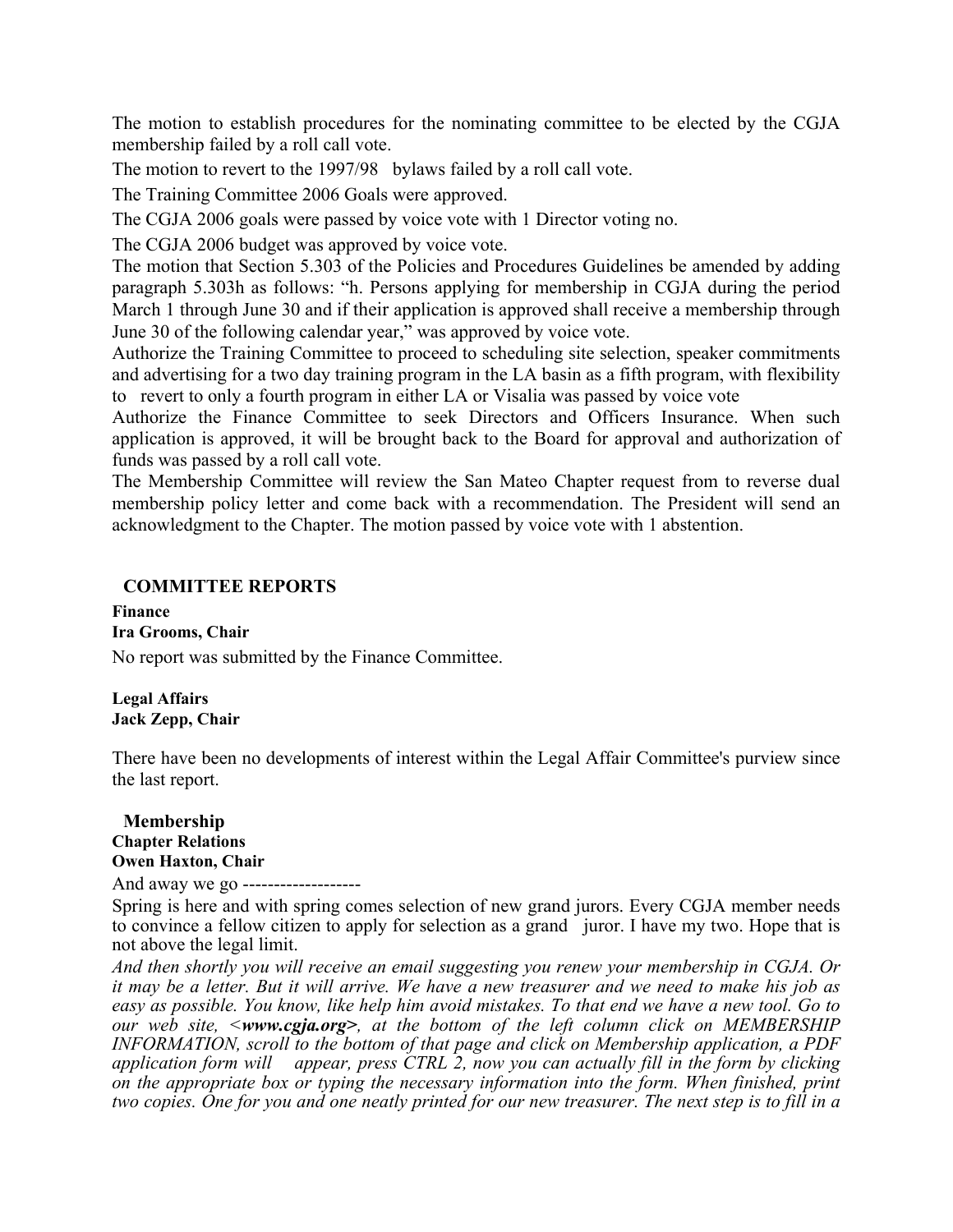The motion to establish procedures for the nominating committee to be elected by the CGJA membership failed by a roll call vote.

The motion to revert to the 1997/98 bylaws failed by a roll call vote.

The Training Committee 2006 Goals were approved.

The CGJA 2006 goals were passed by voice vote with 1 Director voting no.

The CGJA 2006 budget was approved by voice vote.

The motion that Section 5.303 of the Policies and Procedures Guidelines be amended by adding paragraph 5.303h as follows: "h. Persons applying for membership in CGJA during the period March 1 through June 30 and if their application is approved shall receive a membership through June 30 of the following calendar year," was approved by voice vote.

Authorize the Training Committee to proceed to scheduling site selection, speaker commitments and advertising for a two day training program in the LA basin as a fifth program, with flexibility to revert to only a fourth program in either LA or Visalia was passed by voice vote

Authorize the Finance Committee to seek Directors and Officers Insurance. When such application is approved, it will be brought back to the Board for approval and authorization of funds was passed by a roll call vote.

The Membership Committee will review the San Mateo Chapter request from to reverse dual membership policy letter and come back with a recommendation. The President will send an acknowledgment to the Chapter. The motion passed by voice vote with 1 abstention.

## COMMITTEE REPORTS

**Finance**
**Ira Grooms, Chair**

No report was submitted by the Finance Committee.

**Legal Affairs**
**Jack Zepp, Chair**

There have been no developments of interest within the Legal Affair Committee's purview since the last report.

### Membership

**Chapter Relations**
**Owen Haxton, Chair**

And away we go -------------------

Spring is here and with spring comes selection of new grand jurors. Every CGJA member needs to convince a fellow citizen to apply for selection as a grand juror. I have my two. Hope that is not above the legal limit.

*And then shortly you will receive an email suggesting you renew your membership in CGJA. Or it may be a letter. But it will arrive. We have a new treasurer and we need to make his job as easy as possible. You know, like help him avoid mistakes. To that end we have a new tool. Go to our web site, <**www.cgja.org**>, at the bottom of the left column click on MEMBERSHIP INFORMATION, scroll to the bottom of that page and click on Membership application, a PDF application form will appear, press CTRL 2, now you can actually fill in the form by clicking on the appropriate box or typing the necessary information into the form. When finished, print two copies. One for you and one neatly printed for our new treasurer. The next step is to fill in a*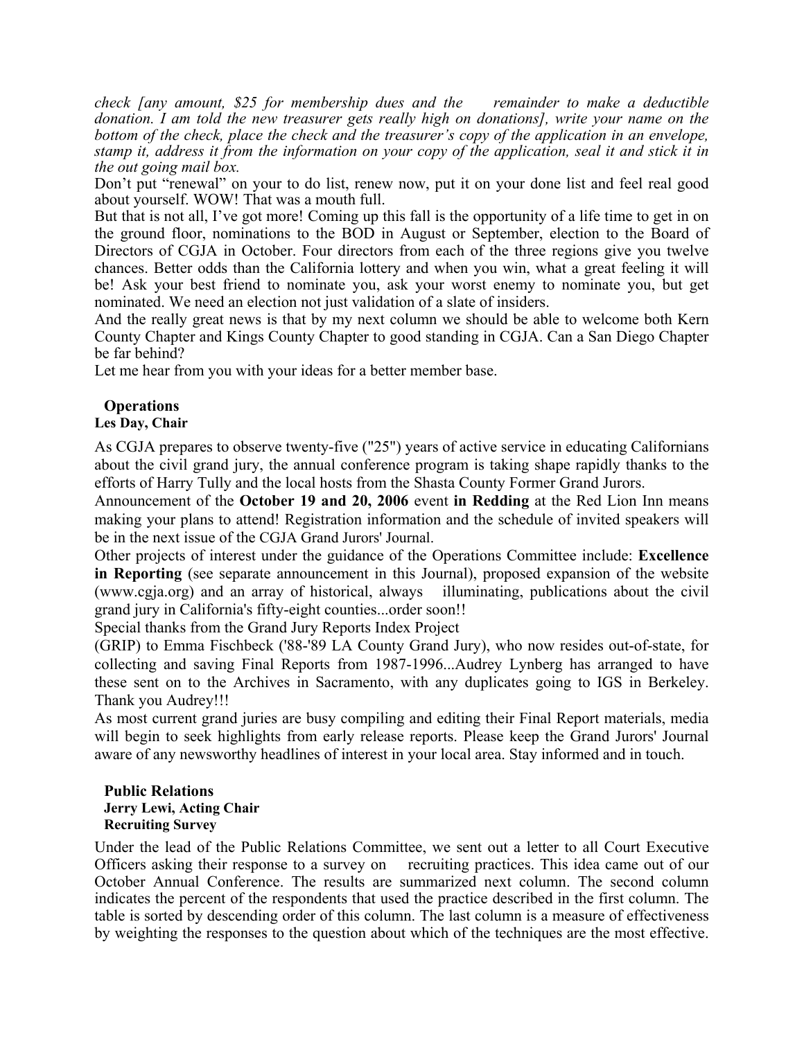*check [any amount, $25 for membership dues and the remainder to make a deductible donation. I am told the new treasurer gets really high on donations], write your name on the bottom of the check, place the check and the treasurer's copy of the application in an envelope, stamp it, address it from the information on your copy of the application, seal it and stick it in the out going mail box.*

Don't put "renewal" on your to do list, renew now, put it on your done list and feel real good about yourself. WOW! That was a mouth full.

But that is not all, I've got more! Coming up this fall is the opportunity of a life time to get in on the ground floor, nominations to the BOD in August or September, election to the Board of Directors of CGJA in October. Four directors from each of the three regions give you twelve chances. Better odds than the California lottery and when you win, what a great feeling it will be! Ask your best friend to nominate you, ask your worst enemy to nominate you, but get nominated. We need an election not just validation of a slate of insiders.

And the really great news is that by my next column we should be able to welcome both Kern County Chapter and Kings County Chapter to good standing in CGJA. Can a San Diego Chapter be far behind?

Let me hear from you with your ideas for a better member base.

## Operations

**Les Day, Chair**

As CGJA prepares to observe twenty-five ("25") years of active service in educating Californians about the civil grand jury, the annual conference program is taking shape rapidly thanks to the efforts of Harry Tully and the local hosts from the Shasta County Former Grand Jurors.

Announcement of the **October 19 and 20, 2006** event **in Redding** at the Red Lion Inn means making your plans to attend! Registration information and the schedule of invited speakers will be in the next issue of the CGJA Grand Jurors' Journal.

Other projects of interest under the guidance of the Operations Committee include: **Excellence in Reporting** (see separate announcement in this Journal), proposed expansion of the website (www.cgja.org) and an array of historical, always illuminating, publications about the civil grand jury in California's fifty-eight counties...order soon!!

Special thanks from the Grand Jury Reports Index Project (GRIP) to Emma Fischbeck ('88-'89 LA County Grand Jury), who now resides out-of-state, for collecting and saving Final Reports from 1987-1996...Audrey Lynberg has arranged to have these sent on to the Archives in Sacramento, with any duplicates going to IGS in Berkeley. Thank you Audrey!!!

As most current grand juries are busy compiling and editing their Final Report materials, media will begin to seek highlights from early release reports. Please keep the Grand Jurors' Journal aware of any newsworthy headlines of interest in your local area. Stay informed and in touch.

## Public Relations

**Jerry Lewi, Acting Chair**

**Recruiting Survey**

Under the lead of the Public Relations Committee, we sent out a letter to all Court Executive Officers asking their response to a survey on recruiting practices. This idea came out of our October Annual Conference. The results are summarized next column. The second column indicates the percent of the respondents that used the practice described in the first column. The table is sorted by descending order of this column. The last column is a measure of effectiveness by weighting the responses to the question about which of the techniques are the most effective.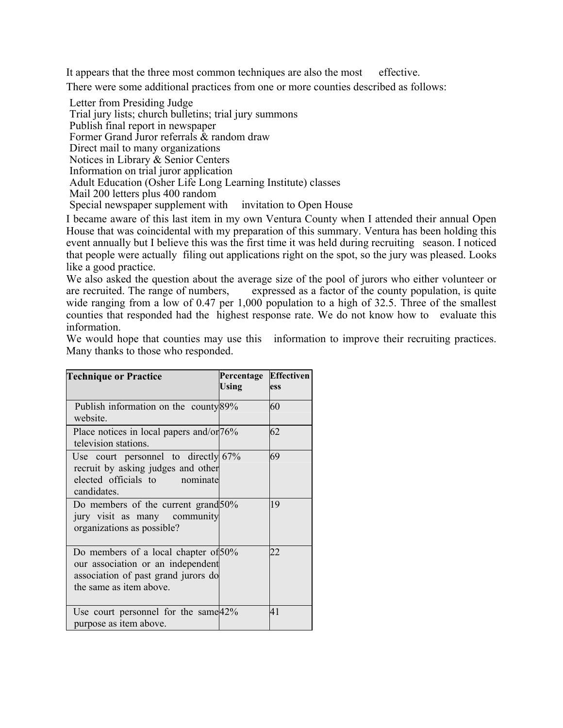It appears that the three most common techniques are also the most effective.

There were some additional practices from one or more counties described as follows:

- Letter from Presiding Judge
- Trial jury lists; church bulletins; trial jury summons
- Publish final report in newspaper
- Former Grand Juror referrals & random draw
- Direct mail to many organizations
- Notices in Library & Senior Centers
- Information on trial juror application
- Adult Education (Osher Life Long Learning Institute) classes
- Mail 200 letters plus 400 random
- Special newspaper supplement with invitation to Open House

I became aware of this last item in my own Ventura County when I attended their annual Open House that was coincidental with my preparation of this summary. Ventura has been holding this event annually but I believe this was the first time it was held during recruiting season. I noticed that people were actually filing out applications right on the spot, so the jury was pleased. Looks like a good practice.

We also asked the question about the average size of the pool of jurors who either volunteer or are recruited. The range of numbers, expressed as a factor of the county population, is quite wide ranging from a low of 0.47 per 1,000 population to a high of 32.5. Three of the smallest counties that responded had the highest response rate. We do not know how to evaluate this information.

We would hope that counties may use this information to improve their recruiting practices. Many thanks to those who responded.

| Technique or Practice | Percentage Using | Effectiveness |
|---|---|---|
| Publish information on the county website. | 89% | 60 |
| Place notices in local papers and/or television stations. | 76% | 62 |
| Use court personnel to directly recruit by asking judges and other elected officials to nominate candidates. | 67% | 69 |
| Do members of the current grand jury visit as many community organizations as possible? | 50% | 19 |
| Do members of a local chapter of our association or an independent association of past grand jurors do the same as item above. | 50% | 22 |
| Use court personnel for the same purpose as item above. | 42% | 41 |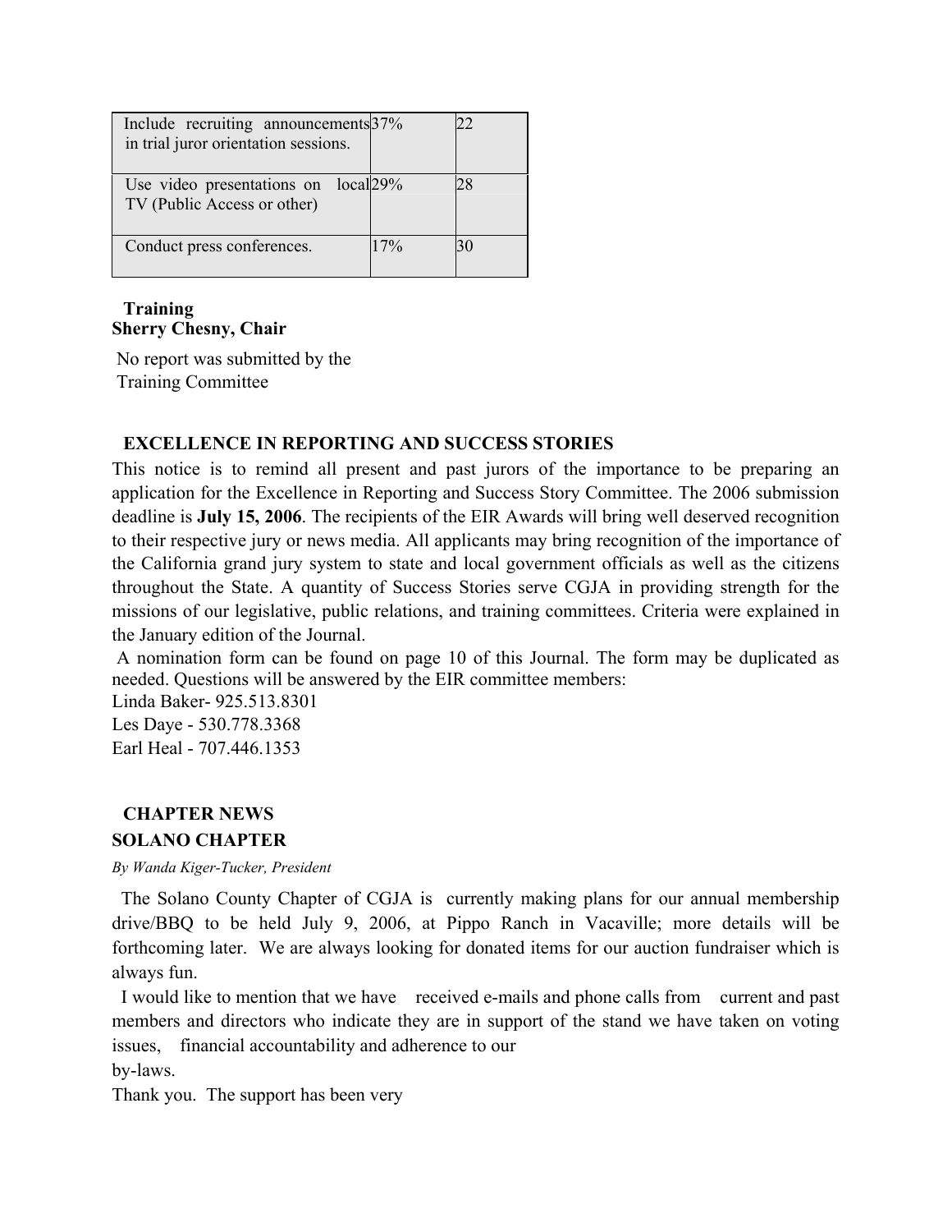| | | |
|---|---|---|
| Include recruiting announcements in trial juror orientation sessions. | 37% | 22 |
| Use video presentations on local TV (Public Access or other) | 29% | 28 |
| Conduct press conferences. | 17% | 30 |

### Training
**Sherry Chesny, Chair**

No report was submitted by the Training Committee

### EXCELLENCE IN REPORTING AND SUCCESS STORIES

This notice is to remind all present and past jurors of the importance to be preparing an application for the Excellence in Reporting and Success Story Committee. The 2006 submission deadline is **July 15, 2006**. The recipients of the EIR Awards will bring well deserved recognition to their respective jury or news media. All applicants may bring recognition of the importance of the California grand jury system to state and local government officials as well as the citizens throughout the State. A quantity of Success Stories serve CGJA in providing strength for the missions of our legislative, public relations, and training committees. Criteria were explained in the January edition of the Journal.

A nomination form can be found on page 10 of this Journal. The form may be duplicated as needed. Questions will be answered by the EIR committee members:

Linda Baker- 925.513.8301
Les Daye - 530.778.3368
Earl Heal - 707.446.1353

### CHAPTER NEWS

### SOLANO CHAPTER

*By Wanda Kiger-Tucker, President*

The Solano County Chapter of CGJA is currently making plans for our annual membership drive/BBQ to be held July 9, 2006, at Pippo Ranch in Vacaville; more details will be forthcoming later. We are always looking for donated items for our auction fundraiser which is always fun.

I would like to mention that we have received e-mails and phone calls from current and past members and directors who indicate they are in support of the stand we have taken on voting issues, financial accountability and adherence to our by-laws.

Thank you. The support has been very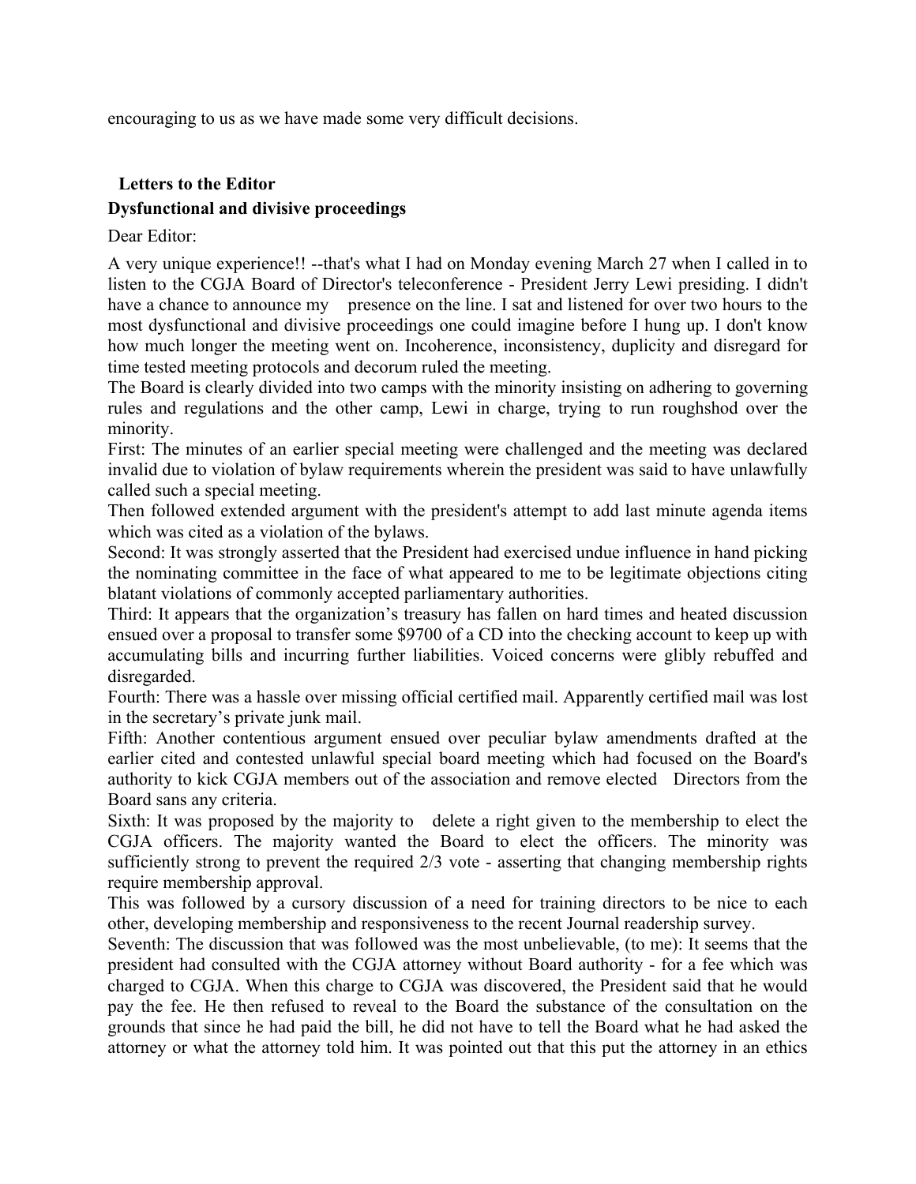encouraging to us as we have made some very difficult decisions.

## Letters to the Editor

### Dysfunctional and divisive proceedings

Dear Editor:

A very unique experience!! --that's what I had on Monday evening March 27 when I called in to listen to the CGJA Board of Director's teleconference - President Jerry Lewi presiding. I didn't have a chance to announce my presence on the line. I sat and listened for over two hours to the most dysfunctional and divisive proceedings one could imagine before I hung up. I don't know how much longer the meeting went on. Incoherence, inconsistency, duplicity and disregard for time tested meeting protocols and decorum ruled the meeting.

The Board is clearly divided into two camps with the minority insisting on adhering to governing rules and regulations and the other camp, Lewi in charge, trying to run roughshod over the minority.

First: The minutes of an earlier special meeting were challenged and the meeting was declared invalid due to violation of bylaw requirements wherein the president was said to have unlawfully called such a special meeting.

Then followed extended argument with the president's attempt to add last minute agenda items which was cited as a violation of the bylaws.

Second: It was strongly asserted that the President had exercised undue influence in hand picking the nominating committee in the face of what appeared to me to be legitimate objections citing blatant violations of commonly accepted parliamentary authorities.

Third: It appears that the organization's treasury has fallen on hard times and heated discussion ensued over a proposal to transfer some $9700 of a CD into the checking account to keep up with accumulating bills and incurring further liabilities. Voiced concerns were glibly rebuffed and disregarded.

Fourth: There was a hassle over missing official certified mail. Apparently certified mail was lost in the secretary's private junk mail.

Fifth: Another contentious argument ensued over peculiar bylaw amendments drafted at the earlier cited and contested unlawful special board meeting which had focused on the Board's authority to kick CGJA members out of the association and remove elected Directors from the Board sans any criteria.

Sixth: It was proposed by the majority to delete a right given to the membership to elect the CGJA officers. The majority wanted the Board to elect the officers. The minority was sufficiently strong to prevent the required 2/3 vote - asserting that changing membership rights require membership approval.

This was followed by a cursory discussion of a need for training directors to be nice to each other, developing membership and responsiveness to the recent Journal readership survey.

Seventh: The discussion that was followed was the most unbelievable, (to me): It seems that the president had consulted with the CGJA attorney without Board authority - for a fee which was charged to CGJA. When this charge to CGJA was discovered, the President said that he would pay the fee. He then refused to reveal to the Board the substance of the consultation on the grounds that since he had paid the bill, he did not have to tell the Board what he had asked the attorney or what the attorney told him. It was pointed out that this put the attorney in an ethics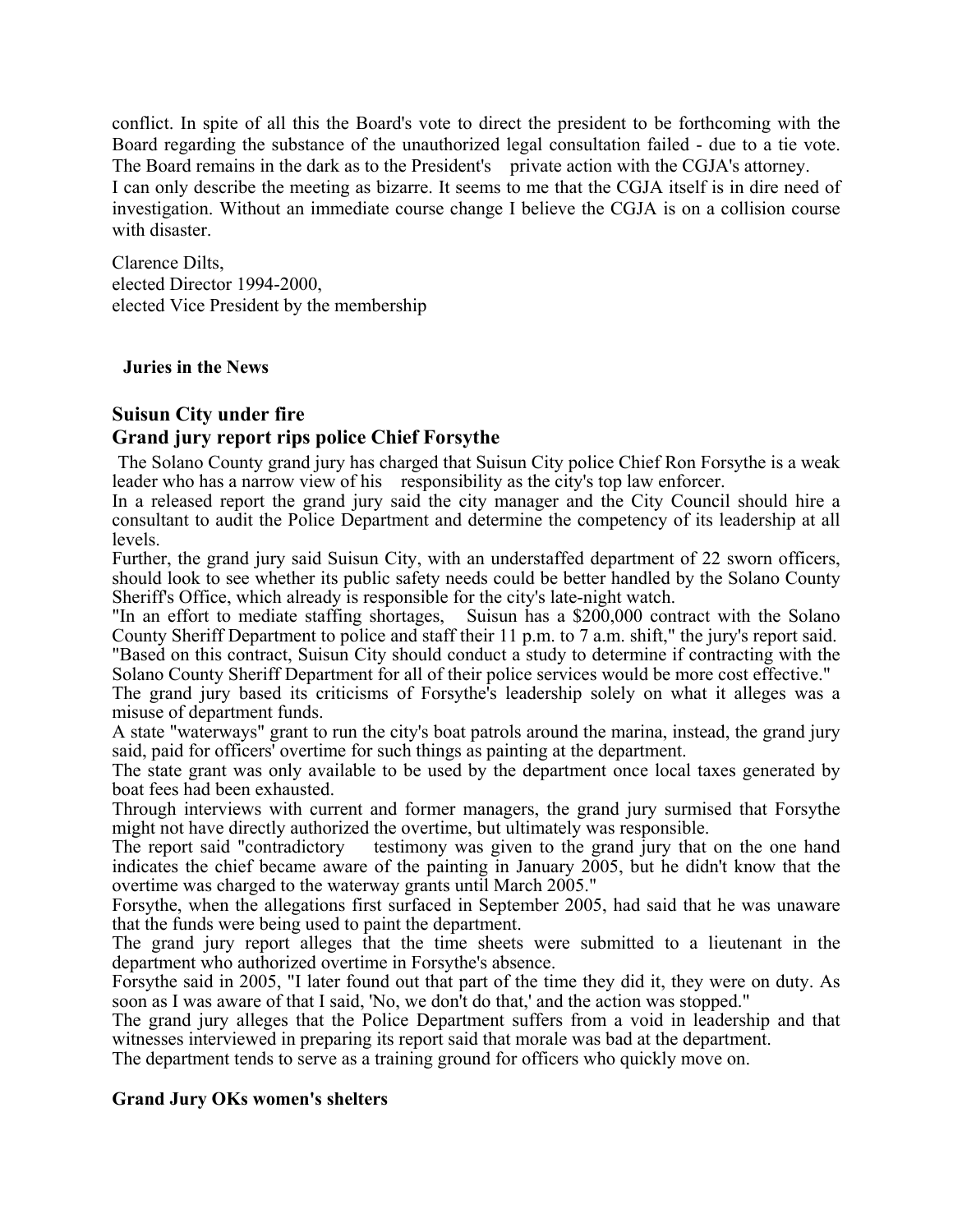conflict. In spite of all this the Board's vote to direct the president to be forthcoming with the Board regarding the substance of the unauthorized legal consultation failed - due to a tie vote. The Board remains in the dark as to the President's private action with the CGJA's attorney.

I can only describe the meeting as bizarre. It seems to me that the CGJA itself is in dire need of investigation. Without an immediate course change I believe the CGJA is on a collision course with disaster.

Clarence Dilts,
elected Director 1994-2000,
elected Vice President by the membership

**Juries in the News**

### Suisun City under fire
### Grand jury report rips police Chief Forsythe

The Solano County grand jury has charged that Suisun City police Chief Ron Forsythe is a weak leader who has a narrow view of his responsibility as the city's top law enforcer.

In a released report the grand jury said the city manager and the City Council should hire a consultant to audit the Police Department and determine the competency of its leadership at all levels.

Further, the grand jury said Suisun City, with an understaffed department of 22 sworn officers, should look to see whether its public safety needs could be better handled by the Solano County Sheriff's Office, which already is responsible for the city's late-night watch.

"In an effort to mediate staffing shortages, Suisun has a $200,000 contract with the Solano County Sheriff Department to police and staff their 11 p.m. to 7 a.m. shift," the jury's report said.

"Based on this contract, Suisun City should conduct a study to determine if contracting with the Solano County Sheriff Department for all of their police services would be more cost effective."

The grand jury based its criticisms of Forsythe's leadership solely on what it alleges was a misuse of department funds.

A state "waterways" grant to run the city's boat patrols around the marina, instead, the grand jury said, paid for officers' overtime for such things as painting at the department.

The state grant was only available to be used by the department once local taxes generated by boat fees had been exhausted.

Through interviews with current and former managers, the grand jury surmised that Forsythe might not have directly authorized the overtime, but ultimately was responsible.

The report said "contradictory testimony was given to the grand jury that on the one hand indicates the chief became aware of the painting in January 2005, but he didn't know that the overtime was charged to the waterway grants until March 2005."

Forsythe, when the allegations first surfaced in September 2005, had said that he was unaware that the funds were being used to paint the department.

The grand jury report alleges that the time sheets were submitted to a lieutenant in the department who authorized overtime in Forsythe's absence.

Forsythe said in 2005, "I later found out that part of the time they did it, they were on duty. As soon as I was aware of that I said, 'No, we don't do that,' and the action was stopped."

The grand jury alleges that the Police Department suffers from a void in leadership and that witnesses interviewed in preparing its report said that morale was bad at the department.

The department tends to serve as a training ground for officers who quickly move on.

**Grand Jury OKs women's shelters**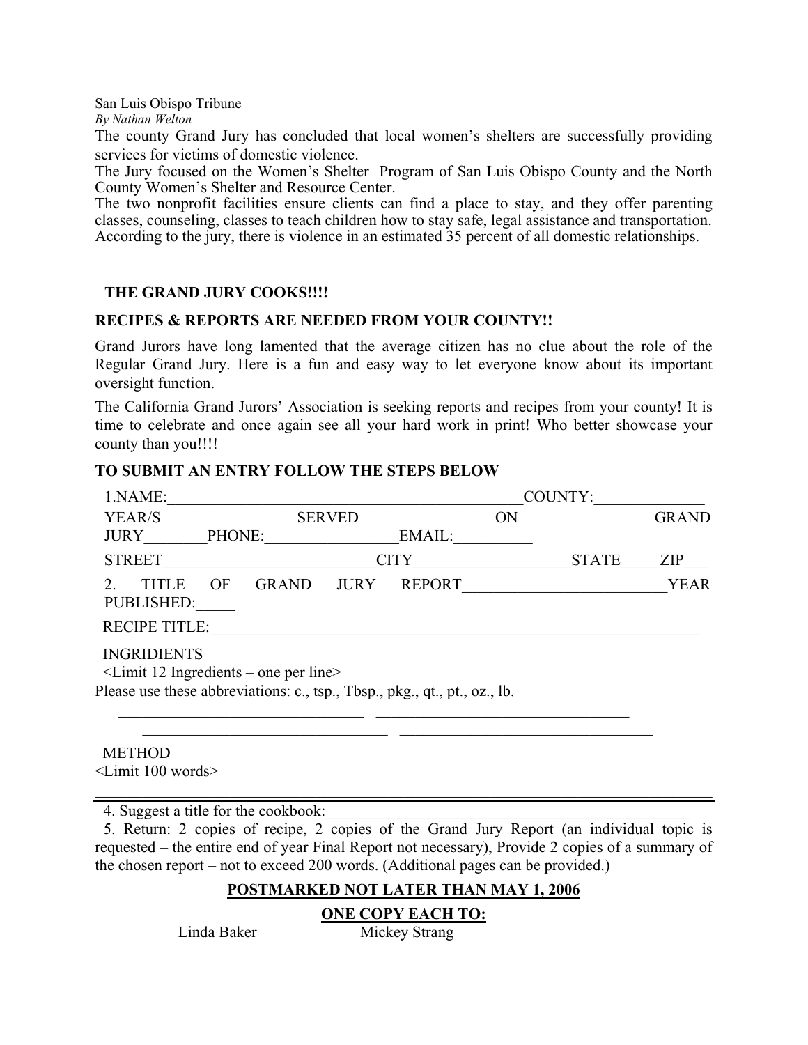San Luis Obispo Tribune
*By Nathan Welton*

The county Grand Jury has concluded that local women's shelters are successfully providing services for victims of domestic violence.

The Jury focused on the Women's Shelter Program of San Luis Obispo County and the North County Women's Shelter and Resource Center.

The two nonprofit facilities ensure clients can find a place to stay, and they offer parenting classes, counseling, classes to teach children how to stay safe, legal assistance and transportation. According to the jury, there is violence in an estimated 35 percent of all domestic relationships.

## THE GRAND JURY COOKS!!!!

### RECIPES & REPORTS ARE NEEDED FROM YOUR COUNTY!!

Grand Jurors have long lamented that the average citizen has no clue about the role of the Regular Grand Jury. Here is a fun and easy way to let everyone know about its important oversight function.

The California Grand Jurors' Association is seeking reports and recipes from your county! It is time to celebrate and once again see all your hard work in print! Who better showcase your county than you!!!!

### TO SUBMIT AN ENTRY FOLLOW THE STEPS BELOW

1.NAME:______________________________________________COUNTY:_____________

YEAR/S SERVED ON GRAND JURY________PHONE:________________EMAIL:_________

STREET_________________________CITY__________________STATE_____ZIP___

2. TITLE OF GRAND JURY REPORT_________________________YEAR PUBLISHED:_____

RECIPE TITLE:______________________________________________________________

INGRIDIENTS
<Limit 12 Ingredients – one per line>

Please use these abbreviations: c., tsp., Tbsp., pkg., qt., pt., oz., lb.

________________________________ ________________________________

________________________________ ________________________________

METHOD
<Limit 100 words>

---

4. Suggest a title for the cookbook:_____________________________________________

5. Return: 2 copies of recipe, 2 copies of the Grand Jury Report (an individual topic is requested – the entire end of year Final Report not necessary), Provide 2 copies of a summary of the chosen report – not to exceed 200 words. (Additional pages can be provided.)

**POSTMARKED NOT LATER THAN MAY 1, 2006**

**ONE COPY EACH TO:**

Linda Baker Mickey Strang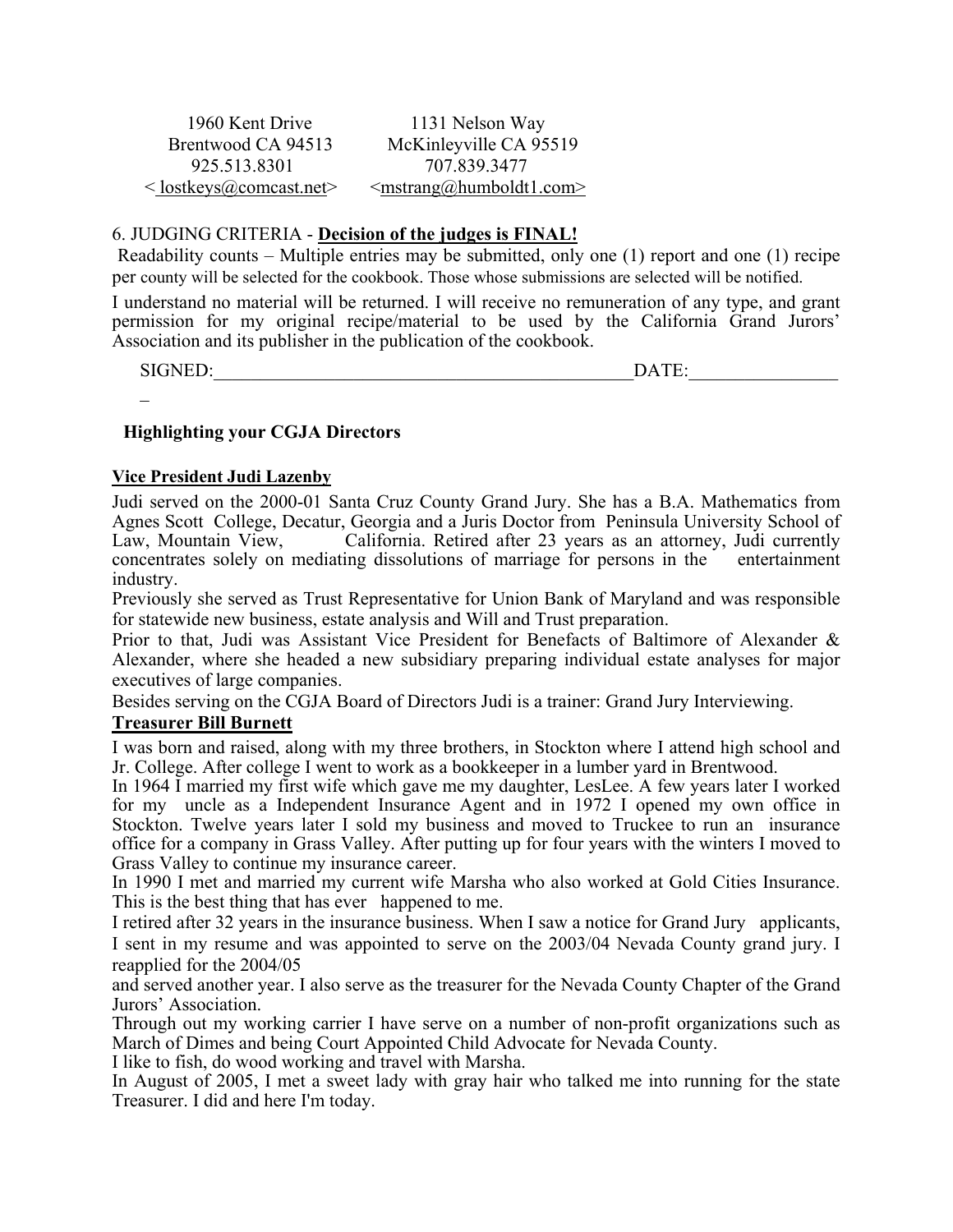| 1960 Kent Drive | 1131 Nelson Way |
|---|---|
| Brentwood CA 94513 | McKinleyville CA 95519 |
| 925.513.8301 | 707.839.3477 |
| < lostkeys@comcast.net> | <mstrang@humboldt1.com> |

6. JUDGING CRITERIA - **Decision of the judges is FINAL!**

Readability counts – Multiple entries may be submitted, only one (1) report and one (1) recipe per county will be selected for the cookbook. Those whose submissions are selected will be notified.

I understand no material will be returned. I will receive no remuneration of any type, and grant permission for my original recipe/material to be used by the California Grand Jurors' Association and its publisher in the publication of the cookbook.

SIGNED:_______________________________________________DATE:_________________

### Highlighting your CGJA Directors

**Vice President Judi Lazenby**

Judi served on the 2000-01 Santa Cruz County Grand Jury. She has a B.A. Mathematics from Agnes Scott College, Decatur, Georgia and a Juris Doctor from Peninsula University School of Law, Mountain View, California. Retired after 23 years as an attorney, Judi currently concentrates solely on mediating dissolutions of marriage for persons in the entertainment industry.

Previously she served as Trust Representative for Union Bank of Maryland and was responsible for statewide new business, estate analysis and Will and Trust preparation.

Prior to that, Judi was Assistant Vice President for Benefacts of Baltimore of Alexander & Alexander, where she headed a new subsidiary preparing individual estate analyses for major executives of large companies.

Besides serving on the CGJA Board of Directors Judi is a trainer: Grand Jury Interviewing.

**Treasurer Bill Burnett**

I was born and raised, along with my three brothers, in Stockton where I attend high school and Jr. College. After college I went to work as a bookkeeper in a lumber yard in Brentwood.

In 1964 I married my first wife which gave me my daughter, LesLee. A few years later I worked for my uncle as a Independent Insurance Agent and in 1972 I opened my own office in Stockton. Twelve years later I sold my business and moved to Truckee to run an insurance office for a company in Grass Valley. After putting up for four years with the winters I moved to Grass Valley to continue my insurance career.

In 1990 I met and married my current wife Marsha who also worked at Gold Cities Insurance. This is the best thing that has ever happened to me.

I retired after 32 years in the insurance business. When I saw a notice for Grand Jury applicants, I sent in my resume and was appointed to serve on the 2003/04 Nevada County grand jury. I reapplied for the 2004/05 and served another year. I also serve as the treasurer for the Nevada County Chapter of the Grand Jurors' Association.

Through out my working carrier I have serve on a number of non-profit organizations such as March of Dimes and being Court Appointed Child Advocate for Nevada County.

I like to fish, do wood working and travel with Marsha.

In August of 2005, I met a sweet lady with gray hair who talked me into running for the state Treasurer. I did and here I'm today.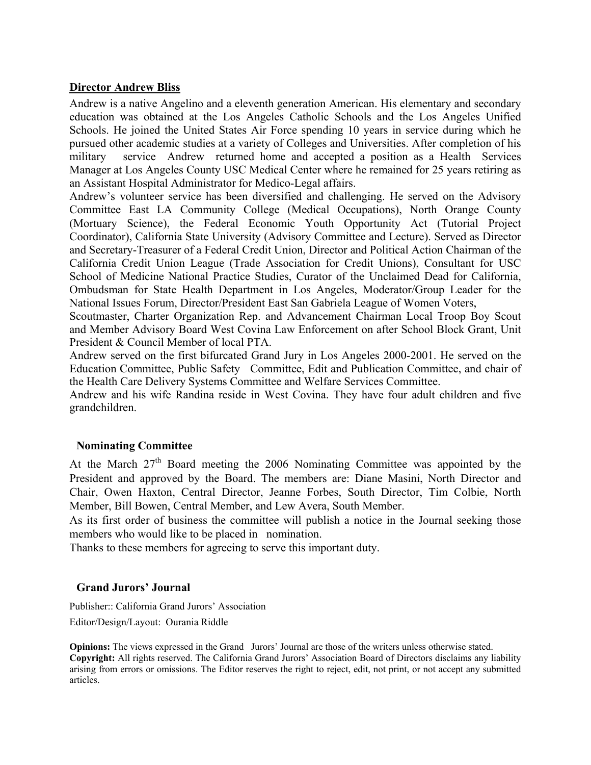## Director Andrew Bliss

Andrew is a native Angelino and a eleventh generation American. His elementary and secondary education was obtained at the Los Angeles Catholic Schools and the Los Angeles Unified Schools. He joined the United States Air Force spending 10 years in service during which he pursued other academic studies at a variety of Colleges and Universities. After completion of his military service Andrew returned home and accepted a position as a Health Services Manager at Los Angeles County USC Medical Center where he remained for 25 years retiring as an Assistant Hospital Administrator for Medico-Legal affairs.

Andrew's volunteer service has been diversified and challenging. He served on the Advisory Committee East LA Community College (Medical Occupations), North Orange County (Mortuary Science), the Federal Economic Youth Opportunity Act (Tutorial Project Coordinator), California State University (Advisory Committee and Lecture). Served as Director and Secretary-Treasurer of a Federal Credit Union, Director and Political Action Chairman of the California Credit Union League (Trade Association for Credit Unions), Consultant for USC School of Medicine National Practice Studies, Curator of the Unclaimed Dead for California, Ombudsman for State Health Department in Los Angeles, Moderator/Group Leader for the National Issues Forum, Director/President East San Gabriela League of Women Voters,

Scoutmaster, Charter Organization Rep. and Advancement Chairman Local Troop Boy Scout and Member Advisory Board West Covina Law Enforcement on after School Block Grant, Unit President & Council Member of local PTA.

Andrew served on the first bifurcated Grand Jury in Los Angeles 2000-2001. He served on the Education Committee, Public Safety Committee, Edit and Publication Committee, and chair of the Health Care Delivery Systems Committee and Welfare Services Committee.

Andrew and his wife Randina reside in West Covina. They have four adult children and five grandchildren.

## Nominating Committee

At the March 27th Board meeting the 2006 Nominating Committee was appointed by the President and approved by the Board. The members are: Diane Masini, North Director and Chair, Owen Haxton, Central Director, Jeanne Forbes, South Director, Tim Colbie, North Member, Bill Bowen, Central Member, and Lew Avera, South Member.

As its first order of business the committee will publish a notice in the Journal seeking those members who would like to be placed in nomination.

Thanks to these members for agreeing to serve this important duty.

## Grand Jurors' Journal

Publisher:: California Grand Jurors' Association

Editor/Design/Layout: Ourania Riddle

**Opinions:** The views expressed in the Grand Jurors' Journal are those of the writers unless otherwise stated.
**Copyright:** All rights reserved. The California Grand Jurors' Association Board of Directors disclaims any liability arising from errors or omissions. The Editor reserves the right to reject, edit, not print, or not accept any submitted articles.